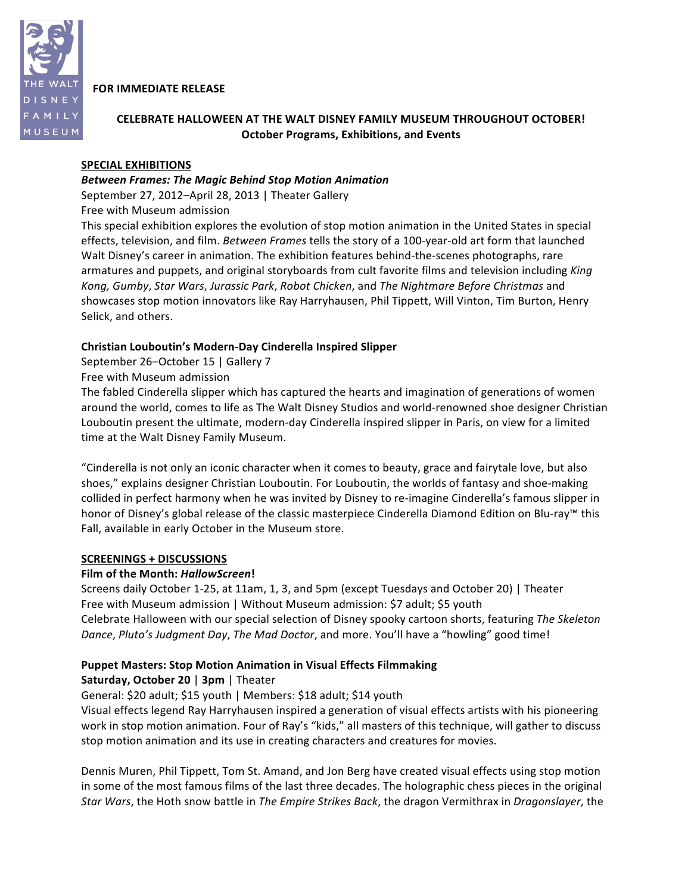THE WALT DISNEY FAMILY MUSEUM

**FOR IMMEDIATE RELEASE**

**CELEBRATE HALLOWEEN AT THE WALT DISNEY FAMILY MUSEUM THROUGHOUT OCTOBER!**
**October Programs, Exhibitions, and Events**

## SPECIAL EXHIBITIONS

***Between Frames: The Magic Behind Stop Motion Animation***
September 27, 2012–April 28, 2013 | Theater Gallery
Free with Museum admission
This special exhibition explores the evolution of stop motion animation in the United States in special effects, television, and film. *Between Frames* tells the story of a 100-year-old art form that launched Walt Disney's career in animation. The exhibition features behind-the-scenes photographs, rare armatures and puppets, and original storyboards from cult favorite films and television including *King Kong, Gumby*, *Star Wars*, *Jurassic Park*, *Robot Chicken*, and *The Nightmare Before Christmas* and showcases stop motion innovators like Ray Harryhausen, Phil Tippett, Will Vinton, Tim Burton, Henry Selick, and others.

**Christian Louboutin's Modern-Day Cinderella Inspired Slipper**
September 26–October 15 | Gallery 7
Free with Museum admission
The fabled Cinderella slipper which has captured the hearts and imagination of generations of women around the world, comes to life as The Walt Disney Studios and world-renowned shoe designer Christian Louboutin present the ultimate, modern-day Cinderella inspired slipper in Paris, on view for a limited time at the Walt Disney Family Museum.

"Cinderella is not only an iconic character when it comes to beauty, grace and fairytale love, but also shoes," explains designer Christian Louboutin. For Louboutin, the worlds of fantasy and shoe-making collided in perfect harmony when he was invited by Disney to re-imagine Cinderella's famous slipper in honor of Disney's global release of the classic masterpiece Cinderella Diamond Edition on Blu-ray™ this Fall, available in early October in the Museum store.

## SCREENINGS + DISCUSSIONS

**Film of the Month: *HallowScreen*!**
Screens daily October 1-25, at 11am, 1, 3, and 5pm (except Tuesdays and October 20) | Theater
Free with Museum admission | Without Museum admission: $7 adult; $5 youth
Celebrate Halloween with our special selection of Disney spooky cartoon shorts, featuring *The Skeleton Dance*, *Pluto's Judgment Day*, *The Mad Doctor*, and more. You'll have a "howling" good time!

**Puppet Masters: Stop Motion Animation in Visual Effects Filmmaking**
**Saturday, October 20** | **3pm** | Theater
General: $20 adult; $15 youth | Members: $18 adult; $14 youth
Visual effects legend Ray Harryhausen inspired a generation of visual effects artists with his pioneering work in stop motion animation. Four of Ray's "kids," all masters of this technique, will gather to discuss stop motion animation and its use in creating characters and creatures for movies.

Dennis Muren, Phil Tippett, Tom St. Amand, and Jon Berg have created visual effects using stop motion in some of the most famous films of the last three decades. The holographic chess pieces in the original *Star Wars*, the Hoth snow battle in *The Empire Strikes Back*, the dragon Vermithrax in *Dragonslayer*, the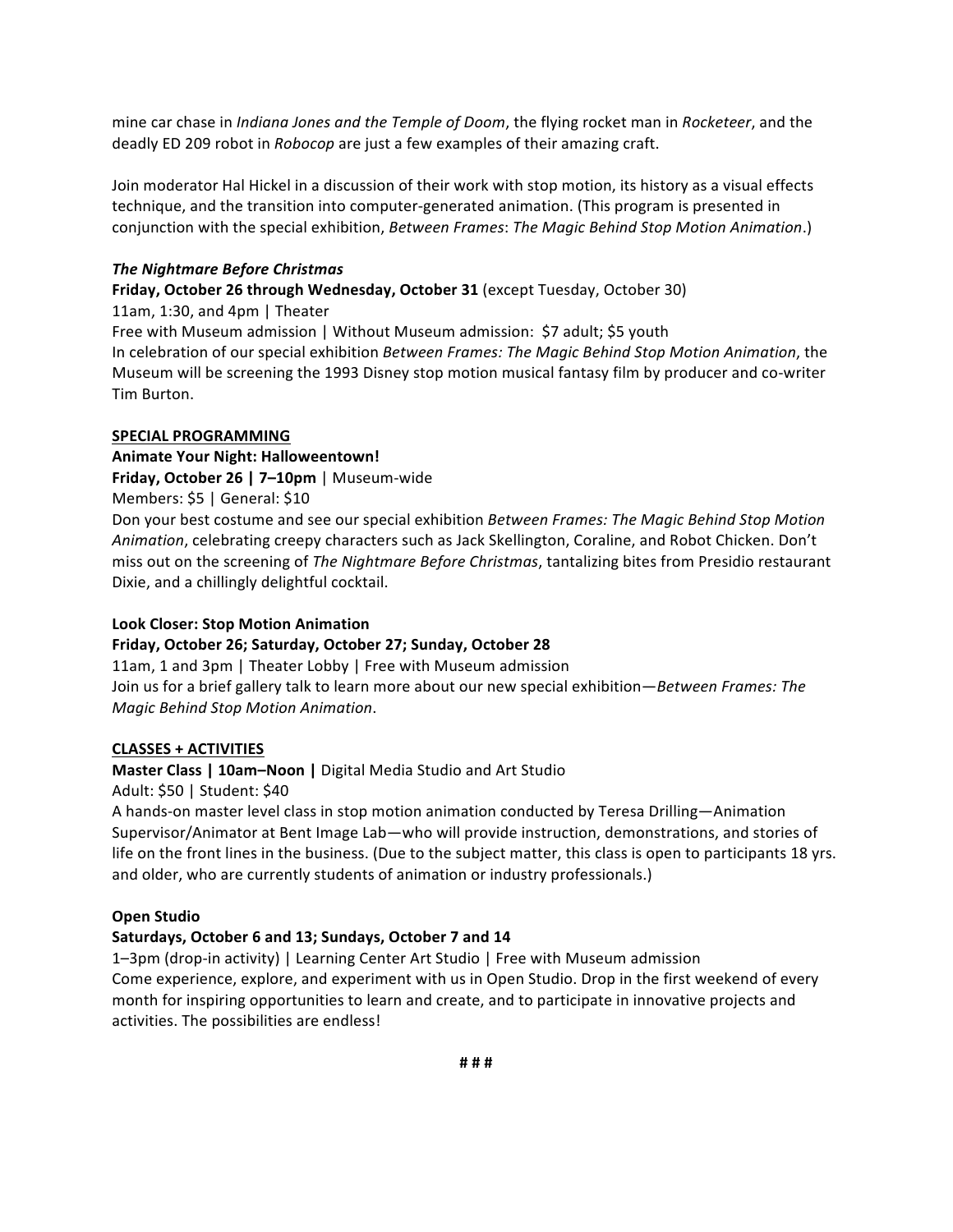mine car chase in *Indiana Jones and the Temple of Doom*, the flying rocket man in *Rocketeer*, and the deadly ED 209 robot in *Robocop* are just a few examples of their amazing craft.

Join moderator Hal Hickel in a discussion of their work with stop motion, its history as a visual effects technique, and the transition into computer-generated animation. (This program is presented in conjunction with the special exhibition, *Between Frames*: *The Magic Behind Stop Motion Animation*.)

***The Nightmare Before Christmas***
**Friday, October 26 through Wednesday, October 31** (except Tuesday, October 30)
11am, 1:30, and 4pm | Theater
Free with Museum admission | Without Museum admission: $7 adult; $5 youth
In celebration of our special exhibition *Between Frames: The Magic Behind Stop Motion Animation*, the Museum will be screening the 1993 Disney stop motion musical fantasy film by producer and co-writer Tim Burton.

**<u>SPECIAL PROGRAMMING</u>**

**Animate Your Night: Halloweentown!**
**Friday, October 26 | 7–10pm** | Museum-wide
Members: $5 | General: $10
Don your best costume and see our special exhibition *Between Frames: The Magic Behind Stop Motion Animation*, celebrating creepy characters such as Jack Skellington, Coraline, and Robot Chicken. Don't miss out on the screening of *The Nightmare Before Christmas*, tantalizing bites from Presidio restaurant Dixie, and a chillingly delightful cocktail.

**Look Closer: Stop Motion Animation**
**Friday, October 26; Saturday, October 27; Sunday, October 28**
11am, 1 and 3pm | Theater Lobby | Free with Museum admission
Join us for a brief gallery talk to learn more about our new special exhibition—*Between Frames: The Magic Behind Stop Motion Animation*.

**<u>CLASSES + ACTIVITIES</u>**

**Master Class | 10am–Noon |** Digital Media Studio and Art Studio
Adult: $50 | Student: $40
A hands-on master level class in stop motion animation conducted by Teresa Drilling—Animation Supervisor/Animator at Bent Image Lab—who will provide instruction, demonstrations, and stories of life on the front lines in the business. (Due to the subject matter, this class is open to participants 18 yrs. and older, who are currently students of animation or industry professionals.)

**Open Studio**
**Saturdays, October 6 and 13; Sundays, October 7 and 14**
1–3pm (drop-in activity) | Learning Center Art Studio | Free with Museum admission
Come experience, explore, and experiment with us in Open Studio. Drop in the first weekend of every month for inspiring opportunities to learn and create, and to participate in innovative projects and activities. The possibilities are endless!

# # #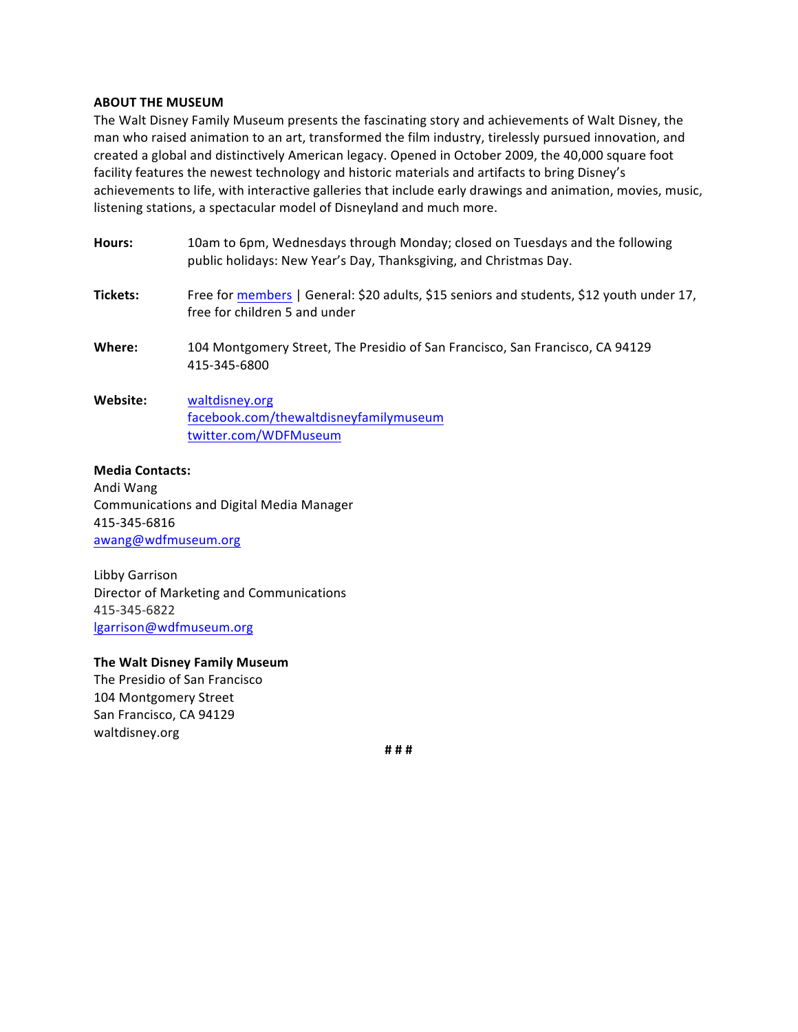**ABOUT THE MUSEUM**

The Walt Disney Family Museum presents the fascinating story and achievements of Walt Disney, the man who raised animation to an art, transformed the film industry, tirelessly pursued innovation, and created a global and distinctively American legacy. Opened in October 2009, the 40,000 square foot facility features the newest technology and historic materials and artifacts to bring Disney's achievements to life, with interactive galleries that include early drawings and animation, movies, music, listening stations, a spectacular model of Disneyland and much more.

| | |
|---|---|
| **Hours:** | 10am to 6pm, Wednesdays through Monday; closed on Tuesdays and the following public holidays: New Year's Day, Thanksgiving, and Christmas Day. |
| **Tickets:** | Free for members \| General: $20 adults, $15 seniors and students, $12 youth under 17, free for children 5 and under |
| **Where:** | 104 Montgomery Street, The Presidio of San Francisco, San Francisco, CA 94129<br>415-345-6800 |
| **Website:** | waltdisney.org<br>facebook.com/thewaltdisneyfamilymuseum<br>twitter.com/WDFMuseum |

**Media Contacts:**

Andi Wang
Communications and Digital Media Manager
415-345-6816
awang@wdfmuseum.org

Libby Garrison
Director of Marketing and Communications
415-345-6822
lgarrison@wdfmuseum.org

**The Walt Disney Family Museum**
The Presidio of San Francisco
104 Montgomery Street
San Francisco, CA 94129
waltdisney.org

# # #